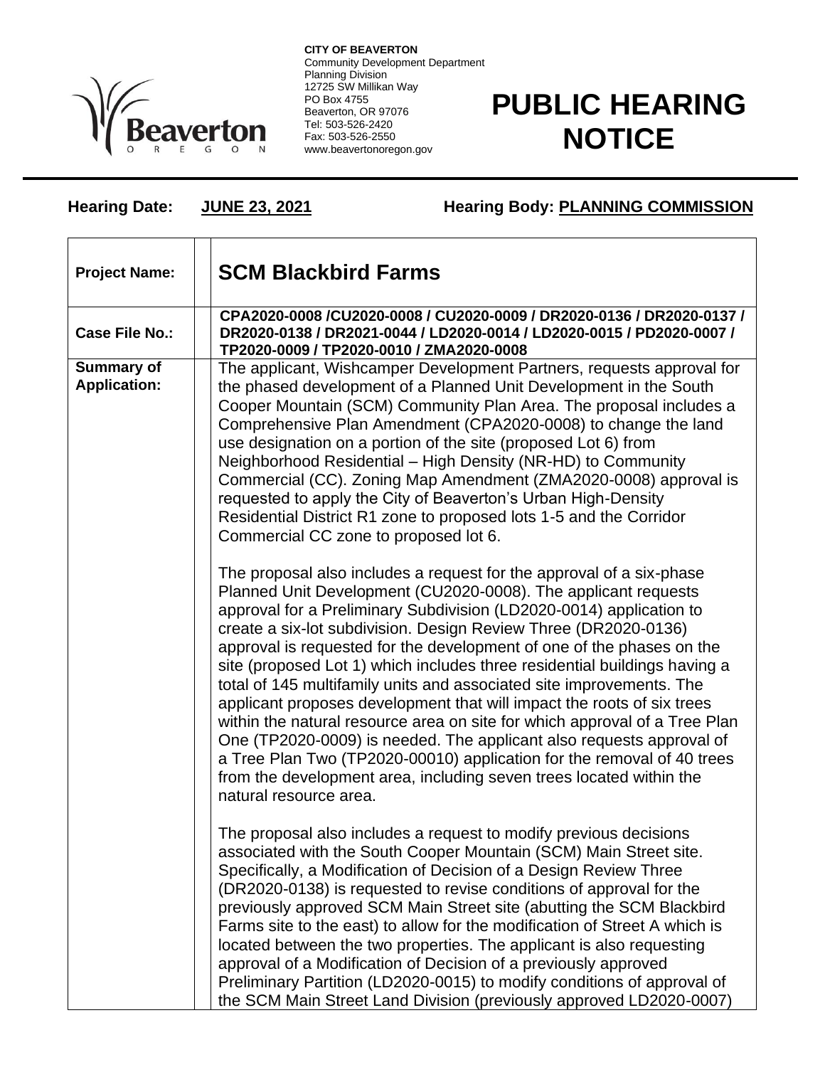**CITY OF BEAVERTON**
Community Development Department
Planning Division
12725 SW Millikan Way
PO Box 4755
Beaverton, OR 97076
Tel: 503-526-2420
Fax: 503-526-2550
www.beavertonoregon.gov

# PUBLIC HEARING NOTICE

**Hearing Date:** **JUNE 23, 2021** **Hearing Body: PLANNING COMMISSION**

| | |
|---|---|
| **Project Name:** | **SCM Blackbird Farms** |
| **Case File No.:** | **CPA2020-0008 /CU2020-0008 / CU2020-0009 / DR2020-0136 / DR2020-0137 / DR2020-0138 / DR2021-0044 / LD2020-0014 / LD2020-0015 / PD2020-0007 / TP2020-0009 / TP2020-0010 / ZMA2020-0008** |
| **Summary of Application:** | The applicant, Wishcamper Development Partners, requests approval for the phased development of a Planned Unit Development in the South Cooper Mountain (SCM) Community Plan Area. The proposal includes a Comprehensive Plan Amendment (CPA2020-0008) to change the land use designation on a portion of the site (proposed Lot 6) from Neighborhood Residential – High Density (NR-HD) to Community Commercial (CC). Zoning Map Amendment (ZMA2020-0008) approval is requested to apply the City of Beaverton's Urban High-Density Residential District R1 zone to proposed lots 1-5 and the Corridor Commercial CC zone to proposed lot 6.<br><br>The proposal also includes a request for the approval of a six-phase Planned Unit Development (CU2020-0008). The applicant requests approval for a Preliminary Subdivision (LD2020-0014) application to create a six-lot subdivision. Design Review Three (DR2020-0136) approval is requested for the development of one of the phases on the site (proposed Lot 1) which includes three residential buildings having a total of 145 multifamily units and associated site improvements. The applicant proposes development that will impact the roots of six trees within the natural resource area on site for which approval of a Tree Plan One (TP2020-0009) is needed. The applicant also requests approval of a Tree Plan Two (TP2020-00010) application for the removal of 40 trees from the development area, including seven trees located within the natural resource area.<br><br>The proposal also includes a request to modify previous decisions associated with the South Cooper Mountain (SCM) Main Street site. Specifically, a Modification of Decision of a Design Review Three (DR2020-0138) is requested to revise conditions of approval for the previously approved SCM Main Street site (abutting the SCM Blackbird Farms site to the east) to allow for the modification of Street A which is located between the two properties. The applicant is also requesting approval of a Modification of Decision of a previously approved Preliminary Partition (LD2020-0015) to modify conditions of approval of the SCM Main Street Land Division (previously approved LD2020-0007) |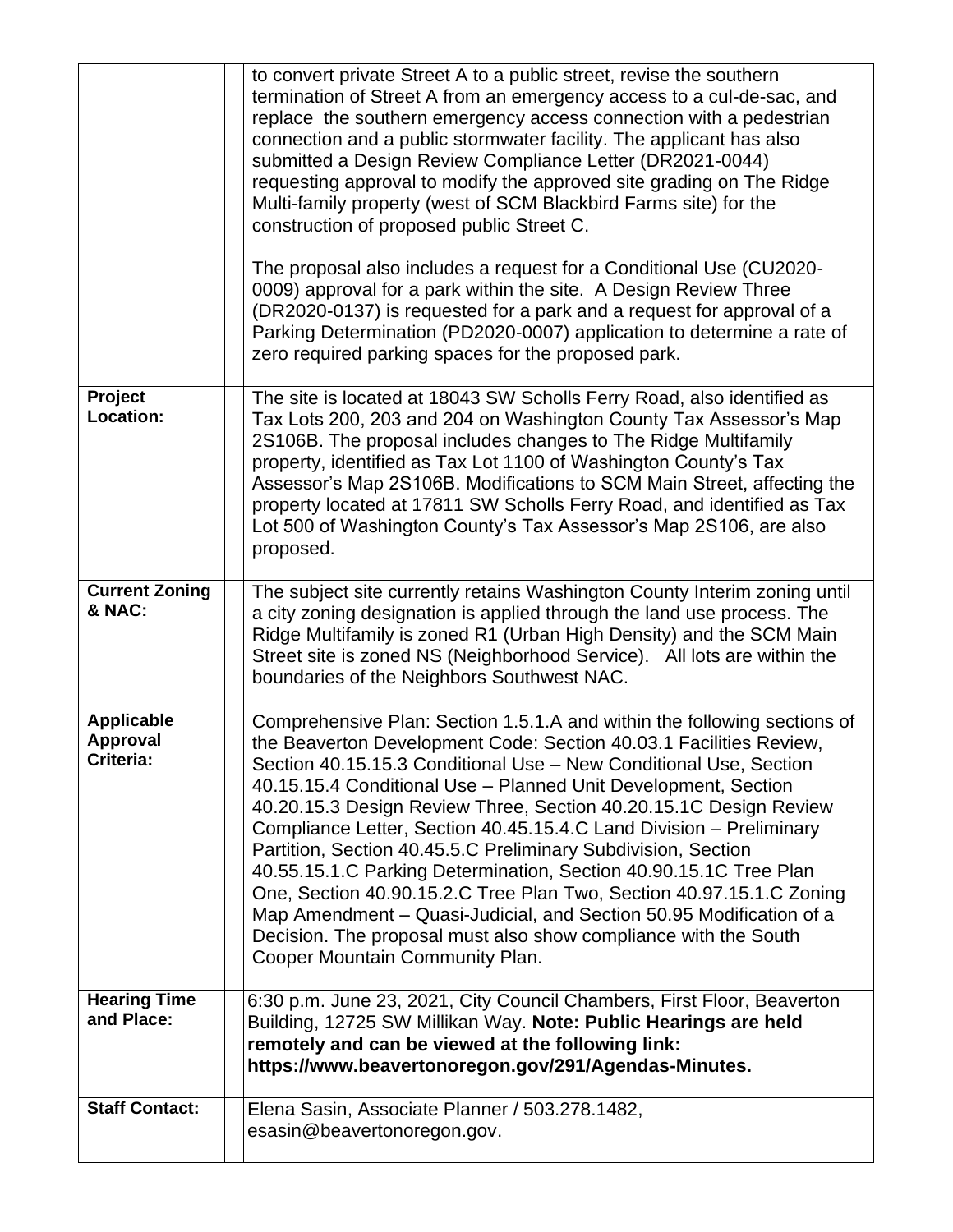| | |
|---|---|
| | to convert private Street A to a public street, revise the southern termination of Street A from an emergency access to a cul-de-sac, and replace the southern emergency access connection with a pedestrian connection and a public stormwater facility. The applicant has also submitted a Design Review Compliance Letter (DR2021-0044) requesting approval to modify the approved site grading on The Ridge Multi-family property (west of SCM Blackbird Farms site) for the construction of proposed public Street C.<br><br>The proposal also includes a request for a Conditional Use (CU2020-0009) approval for a park within the site. A Design Review Three (DR2020-0137) is requested for a park and a request for approval of a Parking Determination (PD2020-0007) application to determine a rate of zero required parking spaces for the proposed park. |
| **Project Location:** | The site is located at 18043 SW Scholls Ferry Road, also identified as Tax Lots 200, 203 and 204 on Washington County Tax Assessor's Map 2S106B. The proposal includes changes to The Ridge Multifamily property, identified as Tax Lot 1100 of Washington County's Tax Assessor's Map 2S106B. Modifications to SCM Main Street, affecting the property located at 17811 SW Scholls Ferry Road, and identified as Tax Lot 500 of Washington County's Tax Assessor's Map 2S106, are also proposed. |
| **Current Zoning & NAC:** | The subject site currently retains Washington County Interim zoning until a city zoning designation is applied through the land use process. The Ridge Multifamily is zoned R1 (Urban High Density) and the SCM Main Street site is zoned NS (Neighborhood Service). All lots are within the boundaries of the Neighbors Southwest NAC. |
| **Applicable Approval Criteria:** | Comprehensive Plan: Section 1.5.1.A and within the following sections of the Beaverton Development Code: Section 40.03.1 Facilities Review, Section 40.15.15.3 Conditional Use – New Conditional Use, Section 40.15.15.4 Conditional Use – Planned Unit Development, Section 40.20.15.3 Design Review Three, Section 40.20.15.1C Design Review Compliance Letter, Section 40.45.15.4.C Land Division – Preliminary Partition, Section 40.45.5.C Preliminary Subdivision, Section 40.55.15.1.C Parking Determination, Section 40.90.15.1C Tree Plan One, Section 40.90.15.2.C Tree Plan Two, Section 40.97.15.1.C Zoning Map Amendment – Quasi-Judicial, and Section 50.95 Modification of a Decision. The proposal must also show compliance with the South Cooper Mountain Community Plan. |
| **Hearing Time and Place:** | 6:30 p.m. June 23, 2021, City Council Chambers, First Floor, Beaverton Building, 12725 SW Millikan Way. **Note: Public Hearings are held remotely and can be viewed at the following link: https://www.beavertonoregon.gov/291/Agendas-Minutes.** |
| **Staff Contact:** | Elena Sasin, Associate Planner / 503.278.1482, esasin@beavertonoregon.gov. |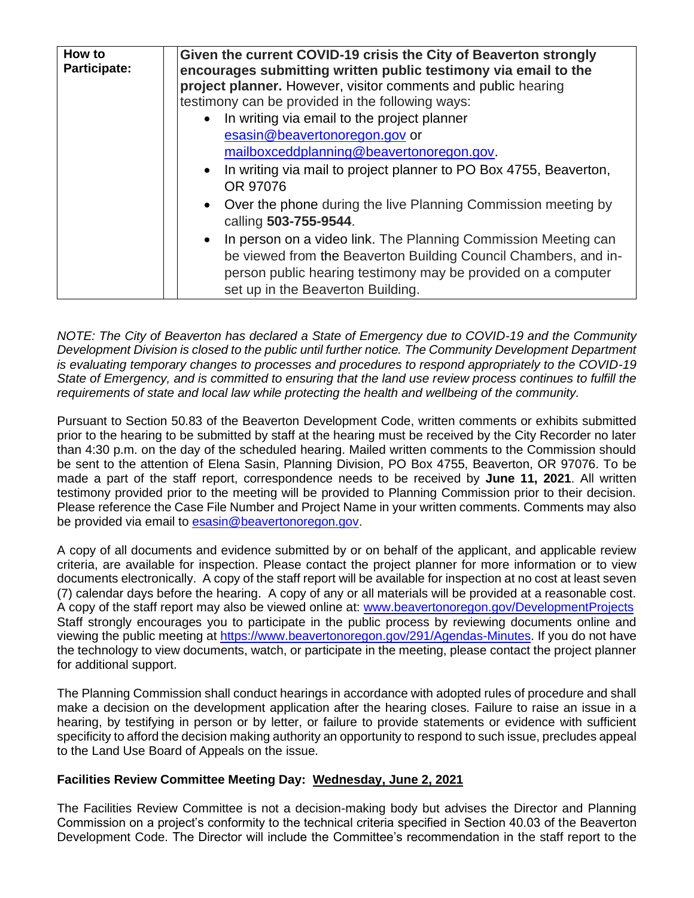| How to Participate: | **Given the current COVID-19 crisis the City of Beaverton strongly encourages submitting written public testimony via email to the project planner.** However, visitor comments and public hearing testimony can be provided in the following ways:<br>• In writing via email to the project planner esasin@beavertonoregon.gov or mailboxceddplanning@beavertonoregon.gov.<br>• In writing via mail to project planner to PO Box 4755, Beaverton, OR 97076<br>• Over the phone during the live Planning Commission meeting by calling **503-755-9544**.<br>• In person on a video link. The Planning Commission Meeting can be viewed from the Beaverton Building Council Chambers, and in-person public hearing testimony may be provided on a computer set up in the Beaverton Building. |
|---|---|

*NOTE: The City of Beaverton has declared a State of Emergency due to COVID-19 and the Community Development Division is closed to the public until further notice. The Community Development Department is evaluating temporary changes to processes and procedures to respond appropriately to the COVID-19 State of Emergency, and is committed to ensuring that the land use review process continues to fulfill the requirements of state and local law while protecting the health and wellbeing of the community.*

Pursuant to Section 50.83 of the Beaverton Development Code, written comments or exhibits submitted prior to the hearing to be submitted by staff at the hearing must be received by the City Recorder no later than 4:30 p.m. on the day of the scheduled hearing. Mailed written comments to the Commission should be sent to the attention of Elena Sasin, Planning Division, PO Box 4755, Beaverton, OR 97076. To be made a part of the staff report, correspondence needs to be received by **June 11, 2021**. All written testimony provided prior to the meeting will be provided to Planning Commission prior to their decision. Please reference the Case File Number and Project Name in your written comments. Comments may also be provided via email to esasin@beavertonoregon.gov.

A copy of all documents and evidence submitted by or on behalf of the applicant, and applicable review criteria, are available for inspection. Please contact the project planner for more information or to view documents electronically. A copy of the staff report will be available for inspection at no cost at least seven (7) calendar days before the hearing. A copy of any or all materials will be provided at a reasonable cost. A copy of the staff report may also be viewed online at: www.beavertonoregon.gov/DevelopmentProjects Staff strongly encourages you to participate in the public process by reviewing documents online and viewing the public meeting at https://www.beavertonoregon.gov/291/Agendas-Minutes. If you do not have the technology to view documents, watch, or participate in the meeting, please contact the project planner for additional support.

The Planning Commission shall conduct hearings in accordance with adopted rules of procedure and shall make a decision on the development application after the hearing closes. Failure to raise an issue in a hearing, by testifying in person or by letter, or failure to provide statements or evidence with sufficient specificity to afford the decision making authority an opportunity to respond to such issue, precludes appeal to the Land Use Board of Appeals on the issue.

**Facilities Review Committee Meeting Day: Wednesday, June 2, 2021**

The Facilities Review Committee is not a decision-making body but advises the Director and Planning Commission on a project's conformity to the technical criteria specified in Section 40.03 of the Beaverton Development Code. The Director will include the Committee's recommendation in the staff report to the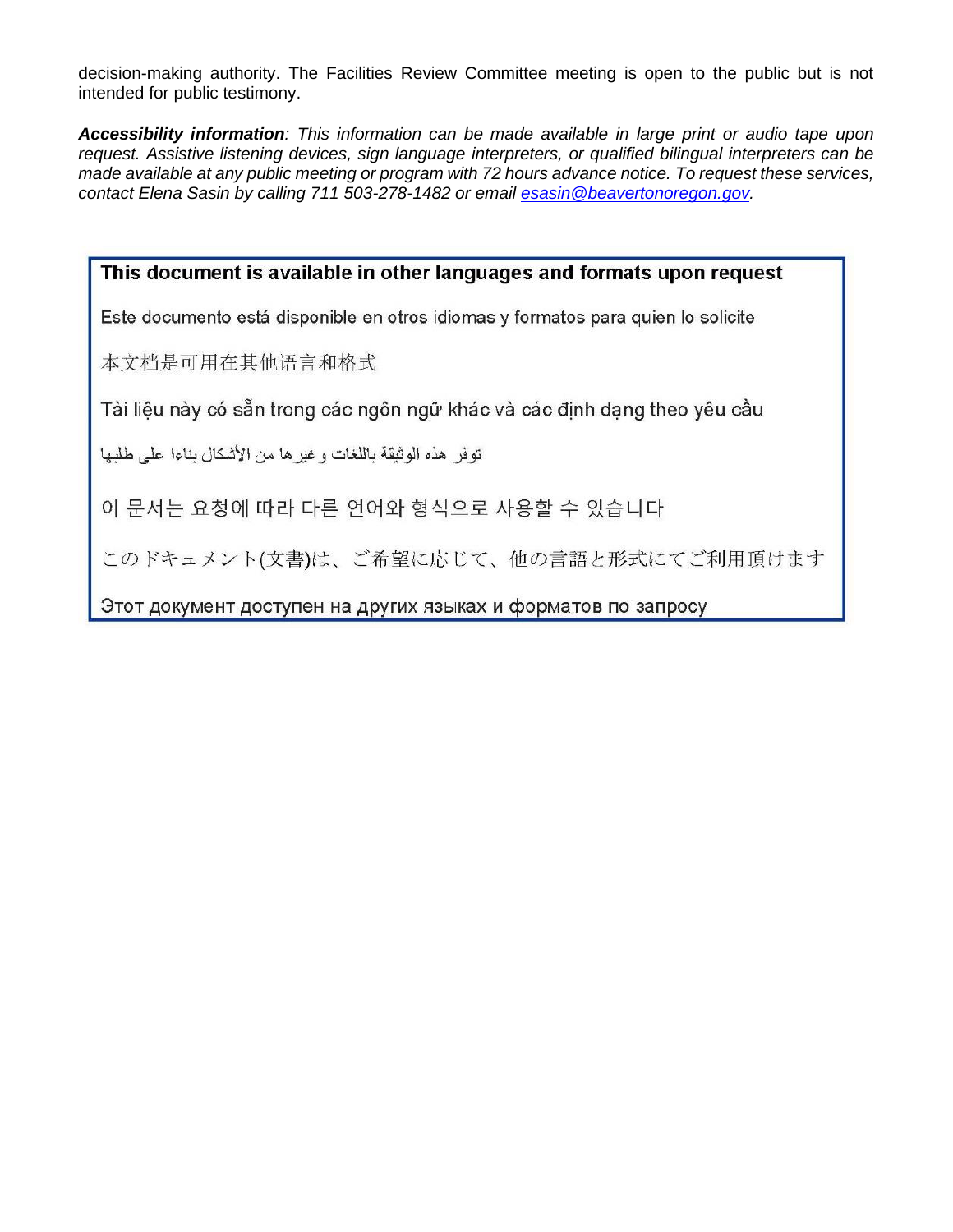decision-making authority. The Facilities Review Committee meeting is open to the public but is not intended for public testimony.

***Accessibility information****: This information can be made available in large print or audio tape upon request. Assistive listening devices, sign language interpreters, or qualified bilingual interpreters can be made available at any public meeting or program with 72 hours advance notice. To request these services, contact Elena Sasin by calling 711 503-278-1482 or email [esasin@beavertonoregon.gov](mailto:esasin@beavertonoregon.gov).*

**This document is available in other languages and formats upon request**

Este documento está disponible en otros idiomas y formatos para quien lo solicite

本文档是可用在其他语言和格式

Tài liệu này có sẵn trong các ngôn ngữ khác và các định dạng theo yêu cầu

توفر هذه الوثيقة باللغات وغيرها من الأشكال بناءا على طلبها

이 문서는 요청에 따라 다른 언어와 형식으로 사용할 수 있습니다

このドキュメント(文書)は、ご希望に応じて、他の言語と形式にてご利用頂けます

Этот документ доступен на других языках и форматов по запросу